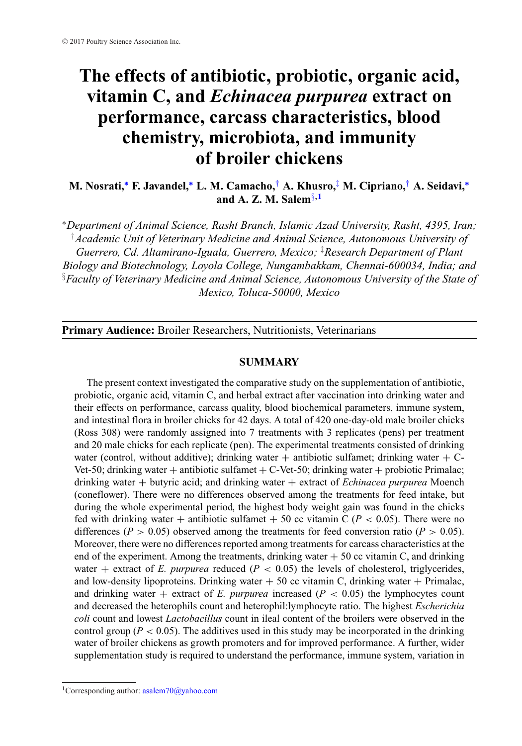© 2017 Poultry Science Association Inc.

# The effects of antibiotic, probiotic, organic acid, vitamin C, and *Echinacea purpurea* extract on performance, carcass characteristics, blood chemistry, microbiota, and immunity of broiler chickens

**M. Nosrati,[*] F. Javandel,[*] L. M. Camacho,[†] A. Khusro,[‡] M. Cipriano,[†] A. Seidavi,[*] and A. Z. M. Salem[§,1]**

[*]*Department of Animal Science, Rasht Branch, Islamic Azad University, Rasht, 4395, Iran;* [†]*Academic Unit of Veterinary Medicine and Animal Science, Autonomous University of Guerrero, Cd. Altamirano-Iguala, Guerrero, Mexico;* [‡]*Research Department of Plant Biology and Biotechnology, Loyola College, Nungambakkam, Chennai-600034, India; and* [§]*Faculty of Veterinary Medicine and Animal Science, Autonomous University of the State of Mexico, Toluca-50000, Mexico*

**Primary Audience:** Broiler Researchers, Nutritionists, Veterinarians

## SUMMARY

The present context investigated the comparative study on the supplementation of antibiotic, probiotic, organic acid, vitamin C, and herbal extract after vaccination into drinking water and their effects on performance, carcass quality, blood biochemical parameters, immune system, and intestinal flora in broiler chicks for 42 days. A total of 420 one-day-old male broiler chicks (Ross 308) were randomly assigned into 7 treatments with 3 replicates (pens) per treatment and 20 male chicks for each replicate (pen). The experimental treatments consisted of drinking water (control, without additive); drinking water + antibiotic sulfamet; drinking water + C-Vet-50; drinking water + antibiotic sulfamet + C-Vet-50; drinking water + probiotic Primalac; drinking water + butyric acid; and drinking water + extract of *Echinacea purpurea* Moench (coneflower). There were no differences observed among the treatments for feed intake, but during the whole experimental period, the highest body weight gain was found in the chicks fed with drinking water + antibiotic sulfamet + 50 cc vitamin C ($P < 0.05$). There were no differences ($P > 0.05$) observed among the treatments for feed conversion ratio ($P > 0.05$). Moreover, there were no differences reported among treatments for carcass characteristics at the end of the experiment. Among the treatments, drinking water + 50 cc vitamin C, and drinking water + extract of *E. purpurea* reduced ($P < 0.05$) the levels of cholesterol, triglycerides, and low-density lipoproteins. Drinking water + 50 cc vitamin C, drinking water + Primalac, and drinking water + extract of *E. purpurea* increased ($P < 0.05$) the lymphocytes count and decreased the heterophils count and heterophil:lymphocyte ratio. The highest *Escherichia coli* count and lowest *Lactobacillus* count in ileal content of the broilers were observed in the control group ($P < 0.05$). The additives used in this study may be incorporated in the drinking water of broiler chickens as growth promoters and for improved performance. A further, wider supplementation study is required to understand the performance, immune system, variation in

[1]Corresponding author: asalem70@yahoo.com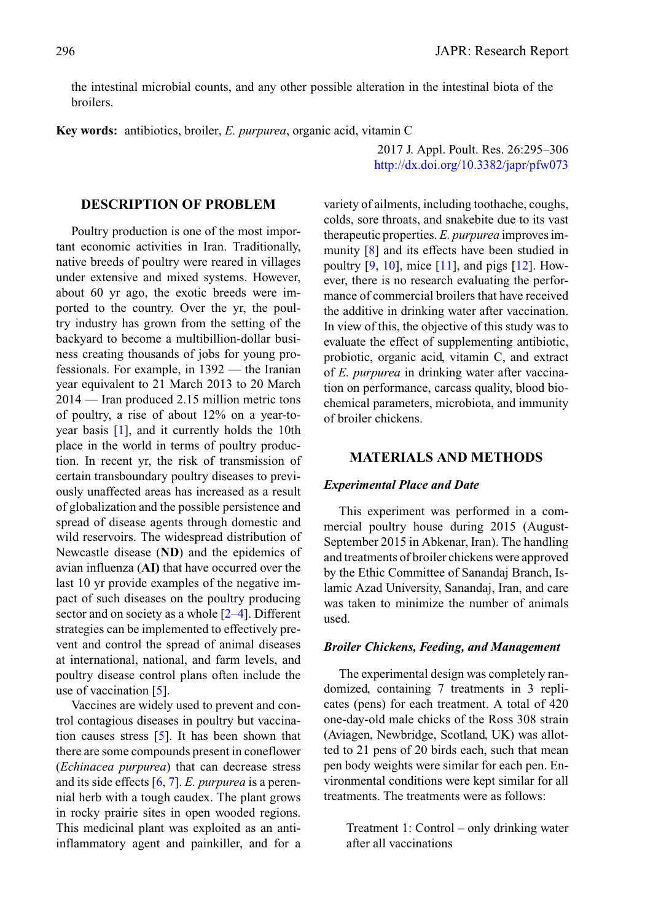the intestinal microbial counts, and any other possible alteration in the intestinal biota of the broilers.

**Key words:** antibiotics, broiler, *E. purpurea*, organic acid, vitamin C

2017 J. Appl. Poult. Res. 26:295–306
http://dx.doi.org/10.3382/japr/pfw073

## DESCRIPTION OF PROBLEM

Poultry production is one of the most important economic activities in Iran. Traditionally, native breeds of poultry were reared in villages under extensive and mixed systems. However, about 60 yr ago, the exotic breeds were imported to the country. Over the yr, the poultry industry has grown from the setting of the backyard to become a multibillion-dollar business creating thousands of jobs for young professionals. For example, in 1392 — the Iranian year equivalent to 21 March 2013 to 20 March 2014 — Iran produced 2.15 million metric tons of poultry, a rise of about 12% on a year-to-year basis [1], and it currently holds the 10th place in the world in terms of poultry production. In recent yr, the risk of transmission of certain transboundary poultry diseases to previously unaffected areas has increased as a result of globalization and the possible persistence and spread of disease agents through domestic and wild reservoirs. The widespread distribution of Newcastle disease (**ND**) and the epidemics of avian influenza (**AI**) that have occurred over the last 10 yr provide examples of the negative impact of such diseases on the poultry producing sector and on society as a whole [2–4]. Different strategies can be implemented to effectively prevent and control the spread of animal diseases at international, national, and farm levels, and poultry disease control plans often include the use of vaccination [5].

Vaccines are widely used to prevent and control contagious diseases in poultry but vaccination causes stress [5]. It has been shown that there are some compounds present in coneflower (*Echinacea purpurea*) that can decrease stress and its side effects [6, 7]. *E. purpurea* is a perennial herb with a tough caudex. The plant grows in rocky prairie sites in open wooded regions. This medicinal plant was exploited as an anti-inflammatory agent and painkiller, and for a variety of ailments, including toothache, coughs, colds, sore throats, and snakebite due to its vast therapeutic properties. *E. purpurea* improves immunity [8] and its effects have been studied in poultry [9, 10], mice [11], and pigs [12]. However, there is no research evaluating the performance of commercial broilers that have received the additive in drinking water after vaccination. In view of this, the objective of this study was to evaluate the effect of supplementing antibiotic, probiotic, organic acid, vitamin C, and extract of *E. purpurea* in drinking water after vaccination on performance, carcass quality, blood biochemical parameters, microbiota, and immunity of broiler chickens.

## MATERIALS AND METHODS

### *Experimental Place and Date*

This experiment was performed in a commercial poultry house during 2015 (August-September 2015 in Abkenar, Iran). The handling and treatments of broiler chickens were approved by the Ethic Committee of Sanandaj Branch, Islamic Azad University, Sanandaj, Iran, and care was taken to minimize the number of animals used.

### *Broiler Chickens, Feeding, and Management*

The experimental design was completely randomized, containing 7 treatments in 3 replicates (pens) for each treatment. A total of 420 one-day-old male chicks of the Ross 308 strain (Aviagen, Newbridge, Scotland, UK) was allotted to 21 pens of 20 birds each, such that mean pen body weights were similar for each pen. Environmental conditions were kept similar for all treatments. The treatments were as follows:

Treatment 1: Control – only drinking water after all vaccinations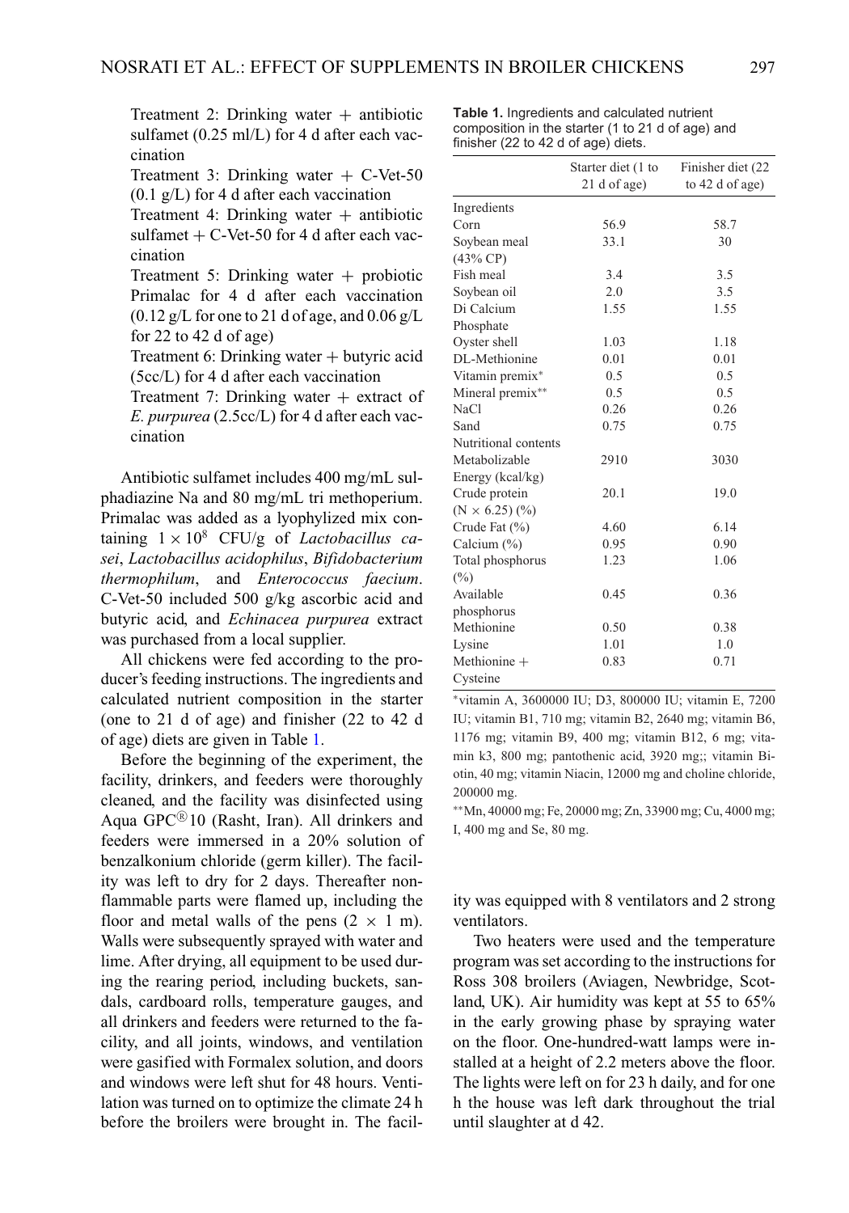Treatment 2: Drinking water + antibiotic sulfamet (0.25 ml/L) for 4 d after each vaccination

Treatment 3: Drinking water + C-Vet-50 (0.1 g/L) for 4 d after each vaccination

Treatment 4: Drinking water + antibiotic sulfamet + C-Vet-50 for 4 d after each vaccination

Treatment 5: Drinking water + probiotic Primalac for 4 d after each vaccination (0.12 g/L for one to 21 d of age, and 0.06 g/L for 22 to 42 d of age)

Treatment 6: Drinking water + butyric acid (5cc/L) for 4 d after each vaccination

Treatment 7: Drinking water + extract of *E. purpurea* (2.5cc/L) for 4 d after each vaccination

Antibiotic sulfamet includes 400 mg/mL sulphadiazine Na and 80 mg/mL tri methoperium. Primalac was added as a lyophylized mix containing $1 \times 10^8$ CFU/g of *Lactobacillus casei*, *Lactobacillus acidophilus*, *Bifidobacterium thermophilum*, and *Enterococcus faecium*. C-Vet-50 included 500 g/kg ascorbic acid and butyric acid, and *Echinacea purpurea* extract was purchased from a local supplier.

All chickens were fed according to the producer's feeding instructions. The ingredients and calculated nutrient composition in the starter (one to 21 d of age) and finisher (22 to 42 d of age) diets are given in Table 1.

Before the beginning of the experiment, the facility, drinkers, and feeders were thoroughly cleaned, and the facility was disinfected using Aqua GPC® 10 (Rasht, Iran). All drinkers and feeders were immersed in a 20% solution of benzalkonium chloride (germ killer). The facility was left to dry for 2 days. Thereafter nonflammable parts were flamed up, including the floor and metal walls of the pens (2 × 1 m). Walls were subsequently sprayed with water and lime. After drying, all equipment to be used during the rearing period, including buckets, sandals, cardboard rolls, temperature gauges, and all drinkers and feeders were returned to the facility, and all joints, windows, and ventilation were gasified with Formalex solution, and doors and windows were left shut for 48 hours. Ventilation was turned on to optimize the climate 24 h before the broilers were brought in. The facility was equipped with 8 ventilators and 2 strong ventilators.

**Table 1.** Ingredients and calculated nutrient composition in the starter (1 to 21 d of age) and finisher (22 to 42 d of age) diets.

| | Starter diet (1 to 21 d of age) | Finisher diet (22 to 42 d of age) |
|---|---|---|
| Ingredients | | |
| Corn | 56.9 | 58.7 |
| Soybean meal (43% CP) | 33.1 | 30 |
| Fish meal | 3.4 | 3.5 |
| Soybean oil | 2.0 | 3.5 |
| Di Calcium Phosphate | 1.55 | 1.55 |
| Oyster shell | 1.03 | 1.18 |
| DL-Methionine | 0.01 | 0.01 |
| Vitamin premix* | 0.5 | 0.5 |
| Mineral premix** | 0.5 | 0.5 |
| NaCl | 0.26 | 0.26 |
| Sand | 0.75 | 0.75 |
| Nutritional contents | | |
| Metabolizable Energy (kcal/kg) | 2910 | 3030 |
| Crude protein (N × 6.25) (%) | 20.1 | 19.0 |
| Crude Fat (%) | 4.60 | 6.14 |
| Calcium (%) | 0.95 | 0.90 |
| Total phosphorus (%) | 1.23 | 1.06 |
| Available phosphorus | 0.45 | 0.36 |
| Methionine | 0.50 | 0.38 |
| Lysine | 1.01 | 1.0 |
| Methionine + Cysteine | 0.83 | 0.71 |

*vitamin A, 3600000 IU; D3, 800000 IU; vitamin E, 7200 IU; vitamin B1, 710 mg; vitamin B2, 2640 mg; vitamin B6, 1176 mg; vitamin B9, 400 mg; vitamin B12, 6 mg; vitamin k3, 800 mg; pantothenic acid, 3920 mg;; vitamin Biotin, 40 mg; vitamin Niacin, 12000 mg and choline chloride, 200000 mg.

**Mn, 40000 mg; Fe, 20000 mg; Zn, 33900 mg; Cu, 4000 mg; I, 400 mg and Se, 80 mg.

Two heaters were used and the temperature program was set according to the instructions for Ross 308 broilers (Aviagen, Newbridge, Scotland, UK). Air humidity was kept at 55 to 65% in the early growing phase by spraying water on the floor. One-hundred-watt lamps were installed at a height of 2.2 meters above the floor. The lights were left on for 23 h daily, and for one h the house was left dark throughout the trial until slaughter at d 42.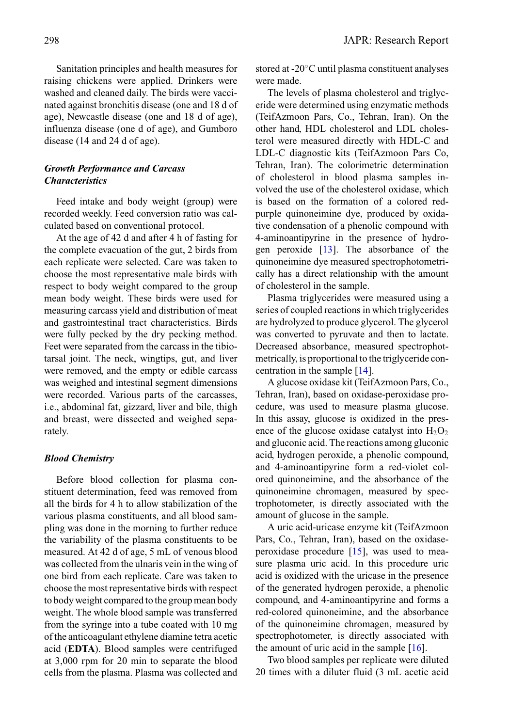Sanitation principles and health measures for raising chickens were applied. Drinkers were washed and cleaned daily. The birds were vaccinated against bronchitis disease (one and 18 d of age), Newcastle disease (one and 18 d of age), influenza disease (one d of age), and Gumboro disease (14 and 24 d of age).

### *Growth Performance and Carcass Characteristics*

Feed intake and body weight (group) were recorded weekly. Feed conversion ratio was calculated based on conventional protocol.

At the age of 42 d and after 4 h of fasting for the complete evacuation of the gut, 2 birds from each replicate were selected. Care was taken to choose the most representative male birds with respect to body weight compared to the group mean body weight. These birds were used for measuring carcass yield and distribution of meat and gastrointestinal tract characteristics. Birds were fully pecked by the dry pecking method. Feet were separated from the carcass in the tibiotarsal joint. The neck, wingtips, gut, and liver were removed, and the empty or edible carcass was weighed and intestinal segment dimensions were recorded. Various parts of the carcasses, i.e., abdominal fat, gizzard, liver and bile, thigh and breast, were dissected and weighed separately.

### *Blood Chemistry*

Before blood collection for plasma constituent determination, feed was removed from all the birds for 4 h to allow stabilization of the various plasma constituents, and all blood sampling was done in the morning to further reduce the variability of the plasma constituents to be measured. At 42 d of age, 5 mL of venous blood was collected from the ulnaris vein in the wing of one bird from each replicate. Care was taken to choose the most representative birds with respect to body weight compared to the group mean body weight. The whole blood sample was transferred from the syringe into a tube coated with 10 mg of the anticoagulant ethylene diamine tetra acetic acid (**EDTA**). Blood samples were centrifuged at 3,000 rpm for 20 min to separate the blood cells from the plasma. Plasma was collected and stored at -20°C until plasma constituent analyses were made.

The levels of plasma cholesterol and triglyceride were determined using enzymatic methods (TeifAzmoon Pars, Co., Tehran, Iran). On the other hand, HDL cholesterol and LDL cholesterol were measured directly with HDL-C and LDL-C diagnostic kits (TeifAzmoon Pars Co, Tehran, Iran). The colorimetric determination of cholesterol in blood plasma samples involved the use of the cholesterol oxidase, which is based on the formation of a colored red-purple quinoneimine dye, produced by oxidative condensation of a phenolic compound with 4-aminoantipyrine in the presence of hydrogen peroxide [13]. The absorbance of the quinoneimine dye measured spectrophotometrically has a direct relationship with the amount of cholesterol in the sample.

Plasma triglycerides were measured using a series of coupled reactions in which triglycerides are hydrolyzed to produce glycerol. The glycerol was converted to pyruvate and then to lactate. Decreased absorbance, measured spectrophotmetrically, is proportional to the triglyceride concentration in the sample [14].

A glucose oxidase kit (TeifAzmoon Pars, Co., Tehran, Iran), based on oxidase-peroxidase procedure, was used to measure plasma glucose. In this assay, glucose is oxidized in the presence of the glucose oxidase catalyst into $H_2O_2$ and gluconic acid. The reactions among gluconic acid, hydrogen peroxide, a phenolic compound, and 4-aminoantipyrine form a red-violet colored quinoneimine, and the absorbance of the quinoneimine chromagen, measured by spectrophotometer, is directly associated with the amount of glucose in the sample.

A uric acid-uricase enzyme kit (TeifAzmoon Pars, Co., Tehran, Iran), based on the oxidase-peroxidase procedure [15], was used to measure plasma uric acid. In this procedure uric acid is oxidized with the uricase in the presence of the generated hydrogen peroxide, a phenolic compound, and 4-aminoantipyrine and forms a red-colored quinoneimine, and the absorbance of the quinoneimine chromagen, measured by spectrophotometer, is directly associated with the amount of uric acid in the sample [16].

Two blood samples per replicate were diluted 20 times with a diluter fluid (3 mL acetic acid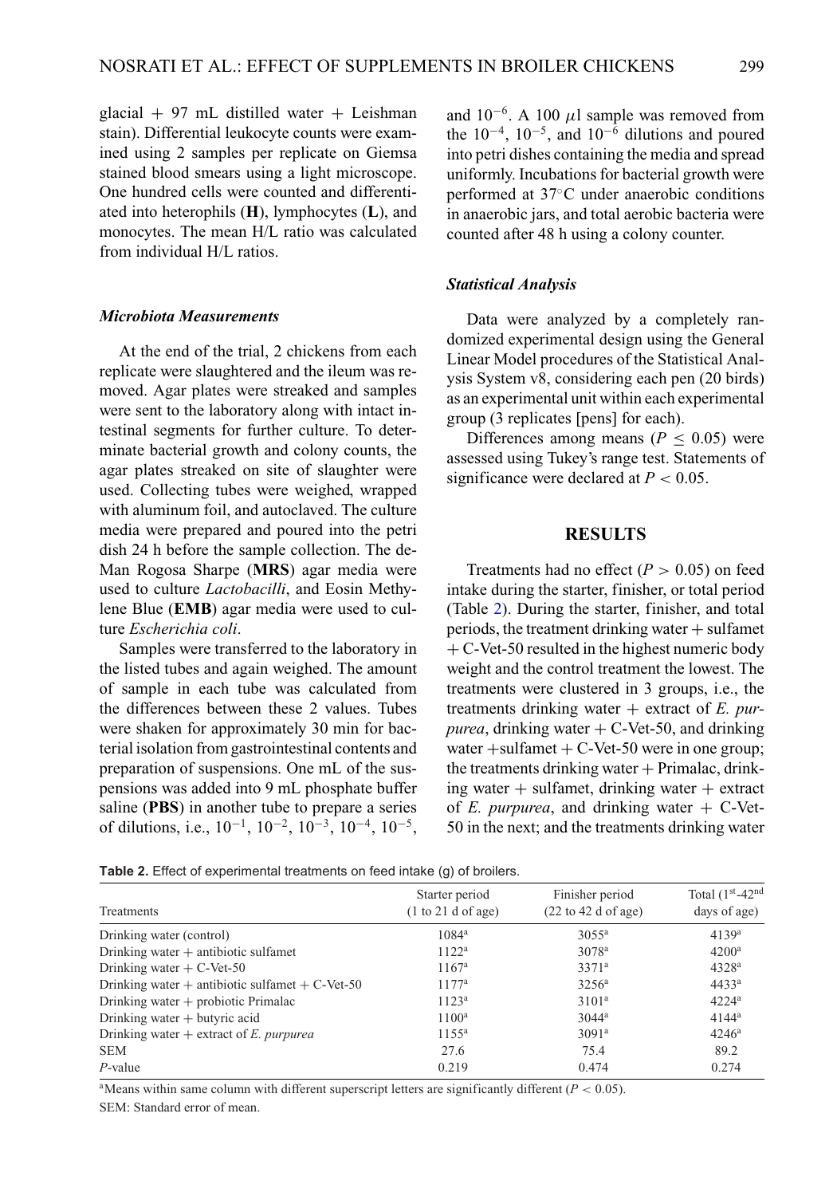glacial + 97 mL distilled water + Leishman stain). Differential leukocyte counts were examined using 2 samples per replicate on Giemsa stained blood smears using a light microscope. One hundred cells were counted and differentiated into heterophils (**H**), lymphocytes (**L**), and monocytes. The mean H/L ratio was calculated from individual H/L ratios.

### *Microbiota Measurements*

At the end of the trial, 2 chickens from each replicate were slaughtered and the ileum was removed. Agar plates were streaked and samples were sent to the laboratory along with intact intestinal segments for further culture. To determine bacterial growth and colony counts, the agar plates streaked on site of slaughter were used. Collecting tubes were weighed, wrapped with aluminum foil, and autoclaved. The culture media were prepared and poured into the petri dish 24 h before the sample collection. The de-Man Rogosa Sharpe (**MRS**) agar media were used to culture *Lactobacilli*, and Eosin Methylene Blue (**EMB**) agar media were used to culture *Escherichia coli*.

Samples were transferred to the laboratory in the listed tubes and again weighed. The amount of sample in each tube was calculated from the differences between these 2 values. Tubes were shaken for approximately 30 min for bacterial isolation from gastrointestinal contents and preparation of suspensions. One mL of the suspensions was added into 9 mL phosphate buffer saline (**PBS**) in another tube to prepare a series of dilutions, i.e., $10^{-1}$, $10^{-2}$, $10^{-3}$, $10^{-4}$, $10^{-5}$, and $10^{-6}$. A 100 $\mu$l sample was removed from the $10^{-4}$, $10^{-5}$, and $10^{-6}$ dilutions and poured into petri dishes containing the media and spread uniformly. Incubations for bacterial growth were performed at 37°C under anaerobic conditions in anaerobic jars, and total aerobic bacteria were counted after 48 h using a colony counter.

### *Statistical Analysis*

Data were analyzed by a completely randomized experimental design using the General Linear Model procedures of the Statistical Analysis System v8, considering each pen (20 birds) as an experimental unit within each experimental group (3 replicates [pens] for each).

Differences among means ($P \leq 0.05$) were assessed using Tukey's range test. Statements of significance were declared at $P < 0.05$.

## RESULTS

Treatments had no effect ($P > 0.05$) on feed intake during the starter, finisher, or total period (Table 2). During the starter, finisher, and total periods, the treatment drinking water + sulfamet + C-Vet-50 resulted in the highest numeric body weight and the control treatment the lowest. The treatments were clustered in 3 groups, i.e., the treatments drinking water + extract of *E. purpurea*, drinking water + C-Vet-50, and drinking water +sulfamet + C-Vet-50 were in one group; the treatments drinking water + Primalac, drinking water + sulfamet, drinking water + extract of *E. purpurea*, and drinking water + C-Vet-50 in the next; and the treatments drinking water

**Table 2.** Effect of experimental treatments on feed intake (g) of broilers.

| Treatments | Starter period (1 to 21 d of age) | Finisher period (22 to 42 d of age) | Total (1st-42nd days of age) |
|---|---|---|---|
| Drinking water (control) | 1084[a] | 3055[a] | 4139[a] |
| Drinking water + antibiotic sulfamet | 1122[a] | 3078[a] | 4200[a] |
| Drinking water + C-Vet-50 | 1167[a] | 3371[a] | 4328[a] |
| Drinking water + antibiotic sulfamet + C-Vet-50 | 1177[a] | 3256[a] | 4433[a] |
| Drinking water + probiotic Primalac | 1123[a] | 3101[a] | 4224[a] |
| Drinking water + butyric acid | 1100[a] | 3044[a] | 4144[a] |
| Drinking water + extract of *E. purpurea* | 1155[a] | 3091[a] | 4246[a] |
| SEM | 27.6 | 75.4 | 89.2 |
| *P*-value | 0.219 | 0.474 | 0.274 |

[a]Means within same column with different superscript letters are significantly different ($P < 0.05$).

SEM: Standard error of mean.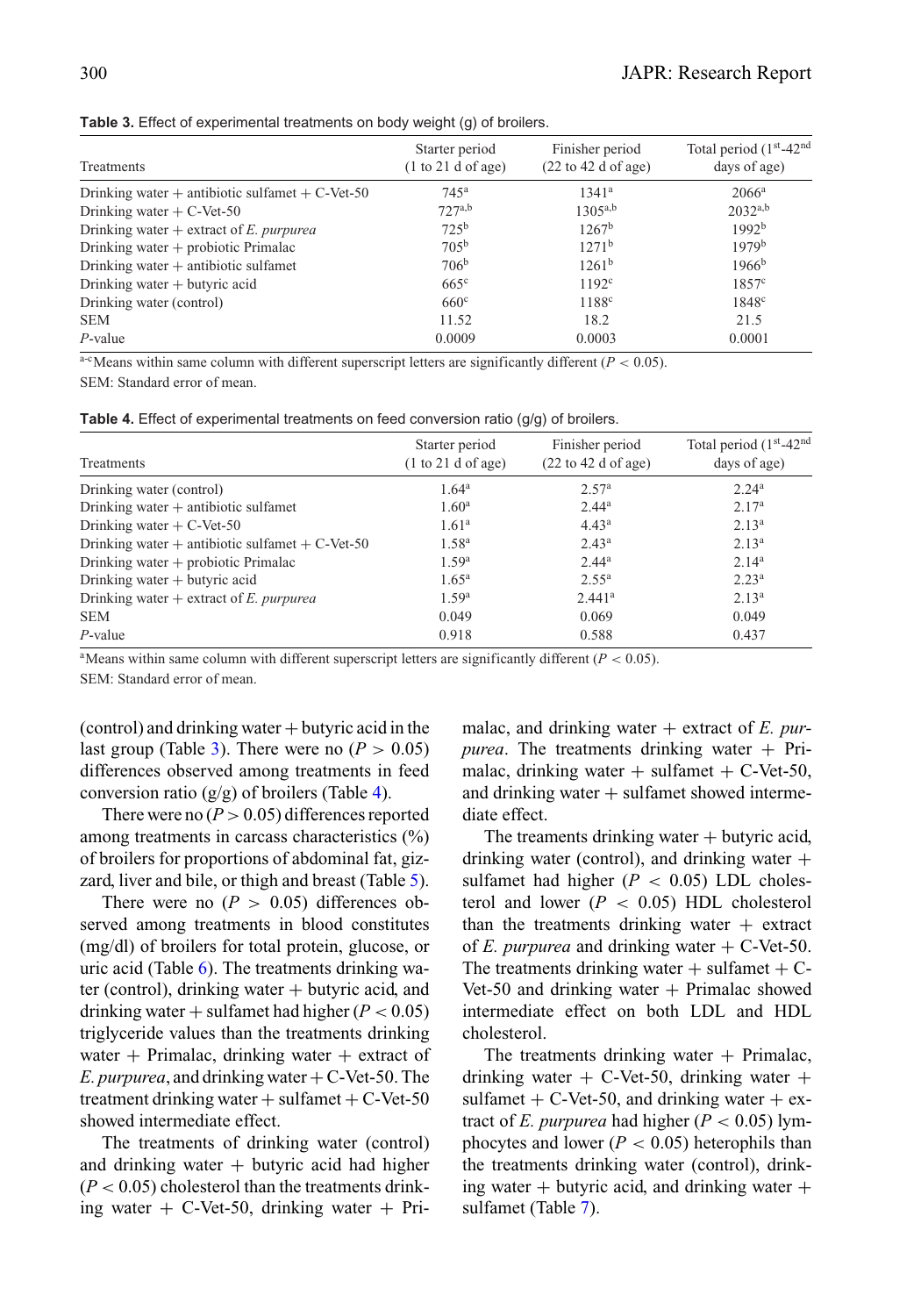**Table 3.** Effect of experimental treatments on body weight (g) of broilers.

| Treatments | Starter period (1 to 21 d of age) | Finisher period (22 to 42 d of age) | Total period ($1^{st}$-$42^{nd}$ days of age) |
|---|---|---|---|
| Drinking water + antibiotic sulfamet + C-Vet-50 | 745[a] | 1341[a] | 2066[a] |
| Drinking water + C-Vet-50 | 727[a,b] | 1305[a,b] | 2032[a,b] |
| Drinking water + extract of *E. purpurea* | 725[b] | 1267[b] | 1992[b] |
| Drinking water + probiotic Primalac | 705[b] | 1271[b] | 1979[b] |
| Drinking water + antibiotic sulfamet | 706[b] | 1261[b] | 1966[b] |
| Drinking water + butyric acid | 665[c] | 1192[c] | 1857[c] |
| Drinking water (control) | 660[c] | 1188[c] | 1848[c] |
| SEM | 11.52 | 18.2 | 21.5 |
| *P*-value | 0.0009 | 0.0003 | 0.0001 |

[a-c]Means within same column with different superscript letters are significantly different ($P < 0.05$).

SEM: Standard error of mean.

**Table 4.** Effect of experimental treatments on feed conversion ratio (g/g) of broilers.

| Treatments | Starter period (1 to 21 d of age) | Finisher period (22 to 42 d of age) | Total period ($1^{st}$-$42^{nd}$ days of age) |
|---|---|---|---|
| Drinking water (control) | 1.64[a] | 2.57[a] | 2.24[a] |
| Drinking water + antibiotic sulfamet | 1.60[a] | 2.44[a] | 2.17[a] |
| Drinking water + C-Vet-50 | 1.61[a] | 4.43[a] | 2.13[a] |
| Drinking water + antibiotic sulfamet + C-Vet-50 | 1.58[a] | 2.43[a] | 2.13[a] |
| Drinking water + probiotic Primalac | 1.59[a] | 2.44[a] | 2.14[a] |
| Drinking water + butyric acid | 1.65[a] | 2.55[a] | 2.23[a] |
| Drinking water + extract of *E. purpurea* | 1.59[a] | 2.441[a] | 2.13[a] |
| SEM | 0.049 | 0.069 | 0.049 |
| *P*-value | 0.918 | 0.588 | 0.437 |

[a]Means within same column with different superscript letters are significantly different ($P < 0.05$).

SEM: Standard error of mean.

(control) and drinking water + butyric acid in the last group (Table 3). There were no ($P > 0.05$) differences observed among treatments in feed conversion ratio (g/g) of broilers (Table 4).

There were no ($P > 0.05$) differences reported among treatments in carcass characteristics (%) of broilers for proportions of abdominal fat, gizzard, liver and bile, or thigh and breast (Table 5).

There were no ($P > 0.05$) differences observed among treatments in blood constitutes (mg/dl) of broilers for total protein, glucose, or uric acid (Table 6). The treatments drinking water (control), drinking water + butyric acid, and drinking water + sulfamet had higher ($P < 0.05$) triglyceride values than the treatments drinking water + Primalac, drinking water + extract of *E. purpurea*, and drinking water + C-Vet-50. The treatment drinking water + sulfamet + C-Vet-50 showed intermediate effect.

The treatments of drinking water (control) and drinking water + butyric acid had higher ($P < 0.05$) cholesterol than the treatments drinking water + C-Vet-50, drinking water + Primalac, and drinking water + extract of *E. purpurea*. The treatments drinking water + Primalac, drinking water + sulfamet + C-Vet-50, and drinking water + sulfamet showed intermediate effect.

The treaments drinking water + butyric acid, drinking water (control), and drinking water + sulfamet had higher ($P < 0.05$) LDL cholesterol and lower ($P < 0.05$) HDL cholesterol than the treatments drinking water + extract of *E. purpurea* and drinking water + C-Vet-50. The treatments drinking water + sulfamet + C-Vet-50 and drinking water + Primalac showed intermediate effect on both LDL and HDL cholesterol.

The treatments drinking water + Primalac, drinking water + C-Vet-50, drinking water + sulfamet + C-Vet-50, and drinking water + extract of *E. purpurea* had higher ($P < 0.05$) lymphocytes and lower ($P < 0.05$) heterophils than the treatments drinking water (control), drinking water + butyric acid, and drinking water + sulfamet (Table 7).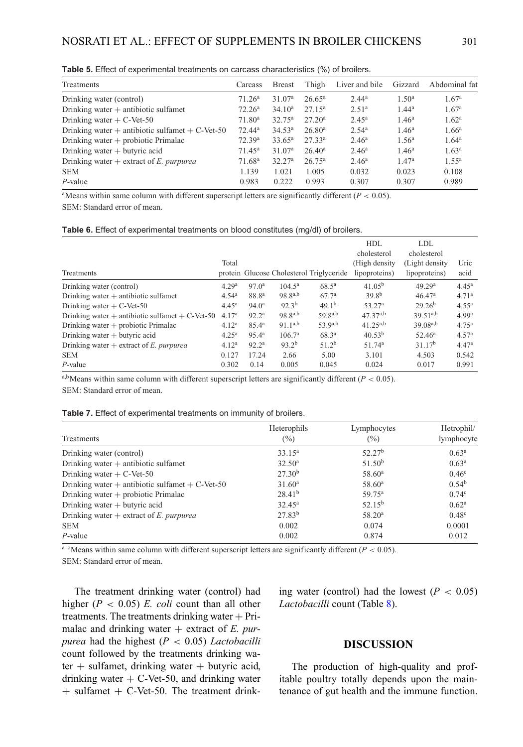**Table 5.** Effect of experimental treatments on carcass characteristics (%) of broilers.

| Treatments | Carcass | Breast | Thigh | Liver and bile | Gizzard | Abdominal fat |
|---|---|---|---|---|---|---|
| Drinking water (control) | 71.26[a] | 31.07[a] | 26.65[a] | 2.44[a] | 1.50[a] | 1.67[a] |
| Drinking water + antibiotic sulfamet | 72.26[a] | 34.10[a] | 27.15[a] | 2.51[a] | 1.44[a] | 1.67[a] |
| Drinking water + C-Vet-50 | 71.80[a] | 32.75[a] | 27.20[a] | 2.45[a] | 1.46[a] | 1.62[a] |
| Drinking water + antibiotic sulfamet + C-Vet-50 | 72.44[a] | 34.53[a] | 26.80[a] | 2.54[a] | 1.46[a] | 1.66[a] |
| Drinking water + probiotic Primalac | 72.39[a] | 33.65[a] | 27.33[a] | 2.46[a] | 1.56[a] | 1.64[a] |
| Drinking water + butyric acid | 71.45[a] | 31.07[a] | 26.40[a] | 2.46[a] | 1.46[a] | 1.63[a] |
| Drinking water + extract of *E. purpurea* | 71.68[a] | 32.27[a] | 26.75[a] | 2.46[a] | 1.47[a] | 1.55[a] |
| SEM | 1.139 | 1.021 | 1.005 | 0.032 | 0.023 | 0.108 |
| *P*-value | 0.983 | 0.222 | 0.993 | 0.307 | 0.307 | 0.989 |

[a]Means within same column with different superscript letters are significantly different ($P < 0.05$).

SEM: Standard error of mean.

**Table 6.** Effect of experimental treatments on blood constitutes (mg/dl) of broilers.

| Treatments | Total protein | Glucose | Cholesterol | Triglyceride | HDL cholesterol (High density lipoproteins) | LDL cholesterol (Light density lipoproteins) | Uric acid |
|---|---|---|---|---|---|---|---|
| Drinking water (control) | 4.29[a] | 97.0[a] | 104.5[a] | 68.5[a] | 41.05[b] | 49.29[a] | 4.45[a] |
| Drinking water + antibiotic sulfamet | 4.54[a] | 88.8[a] | 98.8[a,b] | 67.7[a] | 39.8[b] | 46.47[a] | 4.71[a] |
| Drinking water + C-Vet-50 | 4.45[a] | 94.0[a] | 92.3[b] | 49.1[b] | 53.27[a] | 29.26[b] | 4.55[a] |
| Drinking water + antibiotic sulfamet + C-Vet-50 | 4.17[a] | 92.2[a] | 98.8[a,b] | 59.8[a,b] | 47.37[a,b] | 39.51[a,b] | 4.99[a] |
| Drinking water + probiotic Primalac | 4.12[a] | 85.4[a] | 91.1[a,b] | 53.9[a,b] | 41.25[a,b] | 39.08[a,b] | 4.75[a] |
| Drinking water + butyric acid | 4.25[a] | 95.4[a] | 106.7[a] | 68.3[a] | 40.53[b] | 52.46[a] | 4.57[a] |
| Drinking water + extract of *E. purpurea* | 4.12[a] | 92.2[a] | 93.2[b] | 51.2[b] | 51.74[a] | 31.17[b] | 4.47[a] |
| SEM | 0.127 | 17.24 | 2.66 | 5.00 | 3.101 | 4.503 | 0.542 |
| *P*-value | 0.302 | 0.14 | 0.005 | 0.045 | 0.024 | 0.017 | 0.991 |

[a,b]Means within same column with different superscript letters are significantly different ($P < 0.05$).

SEM: Standard error of mean.

**Table 7.** Effect of experimental treatments on immunity of broilers.

| Treatments | Heterophils (%) | Lymphocytes (%) | Hetrophil/ lymphocyte |
|---|---|---|---|
| Drinking water (control) | 33.15[a] | 52.27[b] | 0.63[a] |
| Drinking water + antibiotic sulfamet | 32.50[a] | 51.50[b] | 0.63[a] |
| Drinking water + C-Vet-50 | 27.30[b] | 58.60[a] | 0.46[c] |
| Drinking water + antibiotic sulfamet + C-Vet-50 | 31.60[a] | 58.60[a] | 0.54[b] |
| Drinking water + probiotic Primalac | 28.41[b] | 59.75[a] | 0.74[c] |
| Drinking water + butyric acid | 32.45[a] | 52.15[b] | 0.62[a] |
| Drinking water + extract of *E. purpurea* | 27.83[b] | 58.20[a] | 0.48[c] |
| SEM | 0.002 | 0.074 | 0.0001 |
| *P*-value | 0.002 | 0.874 | 0.012 |

[a–c]Means within same column with different superscript letters are significantly different ($P < 0.05$).

SEM: Standard error of mean.

The treatment drinking water (control) had higher ($P < 0.05$) *E. coli* count than all other treatments. The treatments drinking water + Primalac and drinking water + extract of *E. purpurea* had the highest ($P < 0.05$) *Lactobacilli* count followed by the treatments drinking water + sulfamet, drinking water + butyric acid, drinking water + C-Vet-50, and drinking water + sulfamet + C-Vet-50. The treatment drinking water (control) had the lowest ($P < 0.05$) *Lactobacilli* count (Table 8).

## DISCUSSION

The production of high-quality and profitable poultry totally depends upon the maintenance of gut health and the immune function.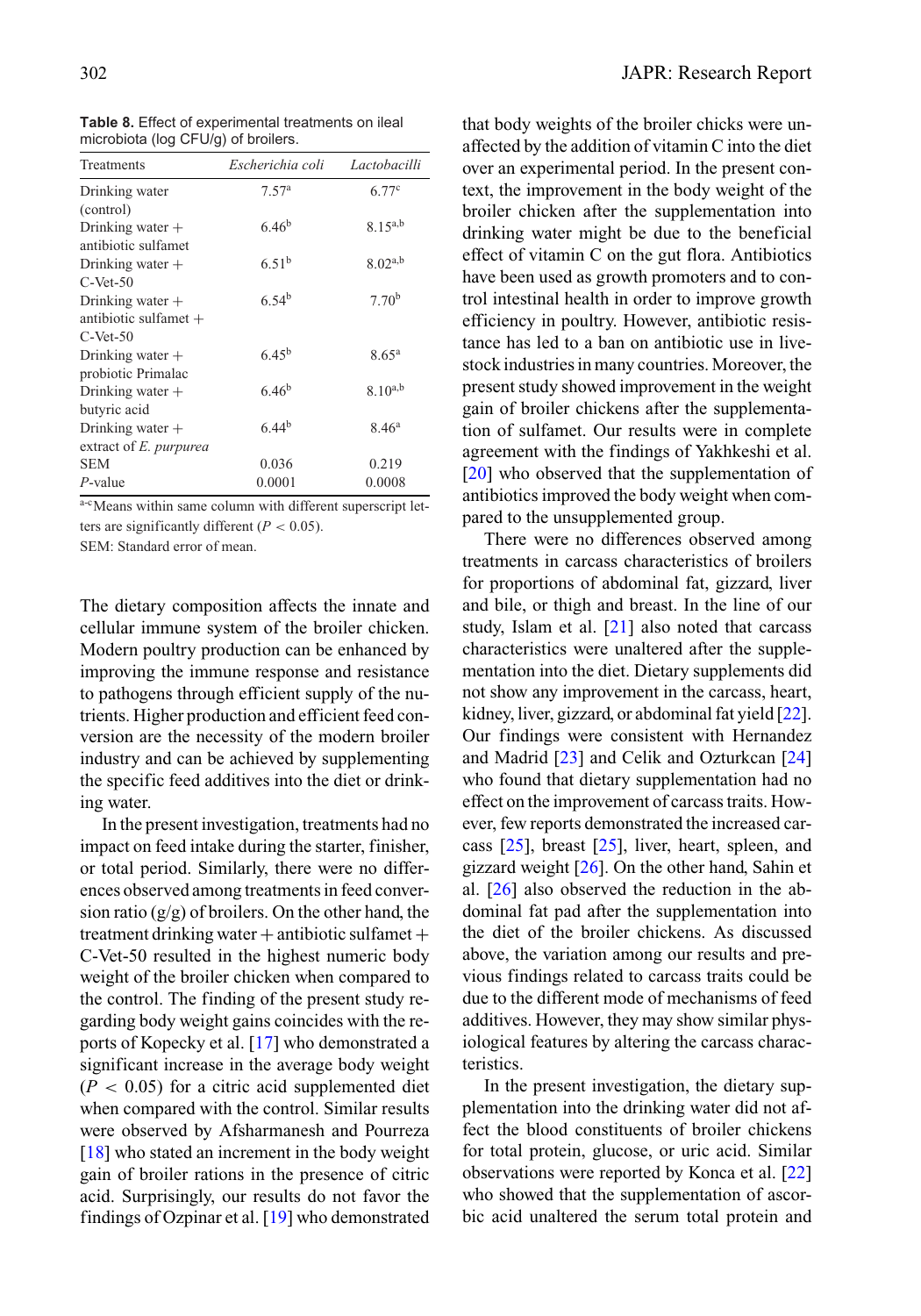**Table 8.** Effect of experimental treatments on ileal microbiota (log CFU/g) of broilers.

| Treatments | *Escherichia coli* | *Lactobacilli* |
|---|---|---|
| Drinking water (control) | 7.57[a] | 6.77[c] |
| Drinking water + antibiotic sulfamet | 6.46[b] | 8.15[a,b] |
| Drinking water + C-Vet-50 | 6.51[b] | 8.02[a,b] |
| Drinking water + antibiotic sulfamet + C-Vet-50 | 6.54[b] | 7.70[b] |
| Drinking water + probiotic Primalac | 6.45[b] | 8.65[a] |
| Drinking water + butyric acid | 6.46[b] | 8.10[a,b] |
| Drinking water + extract of *E. purpurea* | 6.44[b] | 8.46[a] |
| SEM | 0.036 | 0.219 |
| *P*-value | 0.0001 | 0.0008 |

[a-c]Means within same column with different superscript letters are significantly different ($P < 0.05$).

SEM: Standard error of mean.

The dietary composition affects the innate and cellular immune system of the broiler chicken. Modern poultry production can be enhanced by improving the immune response and resistance to pathogens through efficient supply of the nutrients. Higher production and efficient feed conversion are the necessity of the modern broiler industry and can be achieved by supplementing the specific feed additives into the diet or drinking water.

In the present investigation, treatments had no impact on feed intake during the starter, finisher, or total period. Similarly, there were no differences observed among treatments in feed conversion ratio (g/g) of broilers. On the other hand, the treatment drinking water + antibiotic sulfamet + C-Vet-50 resulted in the highest numeric body weight of the broiler chicken when compared to the control. The finding of the present study regarding body weight gains coincides with the reports of Kopecky et al. [17] who demonstrated a significant increase in the average body weight ($P < 0.05$) for a citric acid supplemented diet when compared with the control. Similar results were observed by Afsharmanesh and Pourreza [18] who stated an increment in the body weight gain of broiler rations in the presence of citric acid. Surprisingly, our results do not favor the findings of Ozpinar et al. [19] who demonstrated that body weights of the broiler chicks were unaffected by the addition of vitamin C into the diet over an experimental period. In the present context, the improvement in the body weight of the broiler chicken after the supplementation into drinking water might be due to the beneficial effect of vitamin C on the gut flora. Antibiotics have been used as growth promoters and to control intestinal health in order to improve growth efficiency in poultry. However, antibiotic resistance has led to a ban on antibiotic use in livestock industries in many countries. Moreover, the present study showed improvement in the weight gain of broiler chickens after the supplementation of sulfamet. Our results were in complete agreement with the findings of Yakhkeshi et al. [20] who observed that the supplementation of antibiotics improved the body weight when compared to the unsupplemented group.

There were no differences observed among treatments in carcass characteristics of broilers for proportions of abdominal fat, gizzard, liver and bile, or thigh and breast. In the line of our study, Islam et al. [21] also noted that carcass characteristics were unaltered after the supplementation into the diet. Dietary supplements did not show any improvement in the carcass, heart, kidney, liver, gizzard, or abdominal fat yield [22]. Our findings were consistent with Hernandez and Madrid [23] and Celik and Ozturkcan [24] who found that dietary supplementation had no effect on the improvement of carcass traits. However, few reports demonstrated the increased carcass [25], breast [25], liver, heart, spleen, and gizzard weight [26]. On the other hand, Sahin et al. [26] also observed the reduction in the abdominal fat pad after the supplementation into the diet of the broiler chickens. As discussed above, the variation among our results and previous findings related to carcass traits could be due to the different mode of mechanisms of feed additives. However, they may show similar physiological features by altering the carcass characteristics.

In the present investigation, the dietary supplementation into the drinking water did not affect the blood constituents of broiler chickens for total protein, glucose, or uric acid. Similar observations were reported by Konca et al. [22] who showed that the supplementation of ascorbic acid unaltered the serum total protein and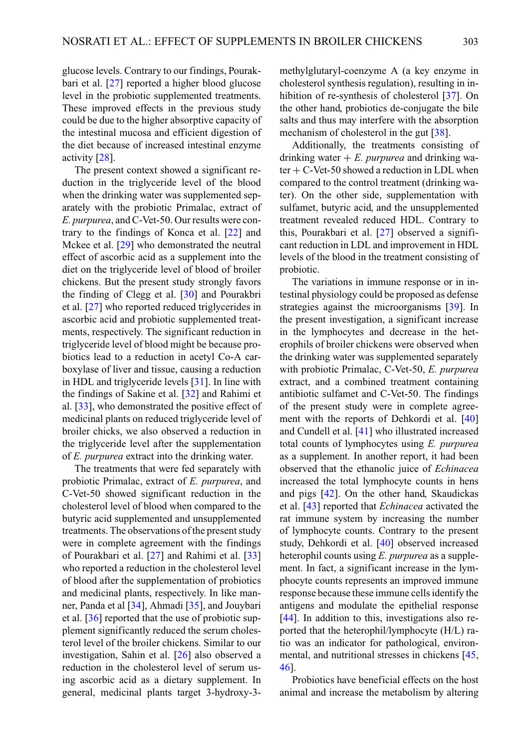glucose levels. Contrary to our findings, Pourakbari et al. [27] reported a higher blood glucose level in the probiotic supplemented treatments. These improved effects in the previous study could be due to the higher absorptive capacity of the intestinal mucosa and efficient digestion of the diet because of increased intestinal enzyme activity [28].

The present context showed a significant reduction in the triglyceride level of the blood when the drinking water was supplemented separately with the probiotic Primalac, extract of *E. purpurea*, and C-Vet-50. Our results were contrary to the findings of Konca et al. [22] and Mckee et al. [29] who demonstrated the neutral effect of ascorbic acid as a supplement into the diet on the triglyceride level of blood of broiler chickens. But the present study strongly favors the finding of Clegg et al. [30] and Pourakbri et al. [27] who reported reduced triglycerides in ascorbic acid and probiotic supplemented treatments, respectively. The significant reduction in triglyceride level of blood might be because probiotics lead to a reduction in acetyl Co-A carboxylase of liver and tissue, causing a reduction in HDL and triglyceride levels [31]. In line with the findings of Sakine et al. [32] and Rahimi et al. [33], who demonstrated the positive effect of medicinal plants on reduced triglyceride level of broiler chicks, we also observed a reduction in the triglyceride level after the supplementation of *E. purpurea* extract into the drinking water.

The treatments that were fed separately with probiotic Primalac, extract of *E. purpurea*, and C-Vet-50 showed significant reduction in the cholesterol level of blood when compared to the butyric acid supplemented and unsupplemented treatments. The observations of the present study were in complete agreement with the findings of Pourakbari et al. [27] and Rahimi et al. [33] who reported a reduction in the cholesterol level of blood after the supplementation of probiotics and medicinal plants, respectively. In like manner, Panda et al [34], Ahmadi [35], and Jouybari et al. [36] reported that the use of probiotic supplement significantly reduced the serum cholesterol level of the broiler chickens. Similar to our investigation, Sahin et al. [26] also observed a reduction in the cholesterol level of serum using ascorbic acid as a dietary supplement. In general, medicinal plants target 3-hydroxy-3-methylglutaryl-coenzyme A (a key enzyme in cholesterol synthesis regulation), resulting in inhibition of re-synthesis of cholesterol [37]. On the other hand, probiotics de-conjugate the bile salts and thus may interfere with the absorption mechanism of cholesterol in the gut [38].

Additionally, the treatments consisting of drinking water + *E. purpurea* and drinking water + C-Vet-50 showed a reduction in LDL when compared to the control treatment (drinking water). On the other side, supplementation with sulfamet, butyric acid, and the unsupplemented treatment revealed reduced HDL. Contrary to this, Pourakbari et al. [27] observed a significant reduction in LDL and improvement in HDL levels of the blood in the treatment consisting of probiotic.

The variations in immune response or in intestinal physiology could be proposed as defense strategies against the microorganisms [39]. In the present investigation, a significant increase in the lymphocytes and decrease in the heterophils of broiler chickens were observed when the drinking water was supplemented separately with probiotic Primalac, C-Vet-50, *E. purpurea* extract, and a combined treatment containing antibiotic sulfamet and C-Vet-50. The findings of the present study were in complete agreement with the reports of Dehkordi et al. [40] and Cundell et al. [41] who illustrated increased total counts of lymphocytes using *E. purpurea* as a supplement. In another report, it had been observed that the ethanolic juice of *Echinacea* increased the total lymphocyte counts in hens and pigs [42]. On the other hand, Skaudickas et al. [43] reported that *Echinacea* activated the rat immune system by increasing the number of lymphocyte counts. Contrary to the present study, Dehkordi et al. [40] observed increased heterophil counts using *E. purpurea* as a supplement. In fact, a significant increase in the lymphocyte counts represents an improved immune response because these immune cells identify the antigens and modulate the epithelial response [44]. In addition to this, investigations also reported that the heterophil/lymphocyte (H/L) ratio was an indicator for pathological, environmental, and nutritional stresses in chickens [45, 46].

Probiotics have beneficial effects on the host animal and increase the metabolism by altering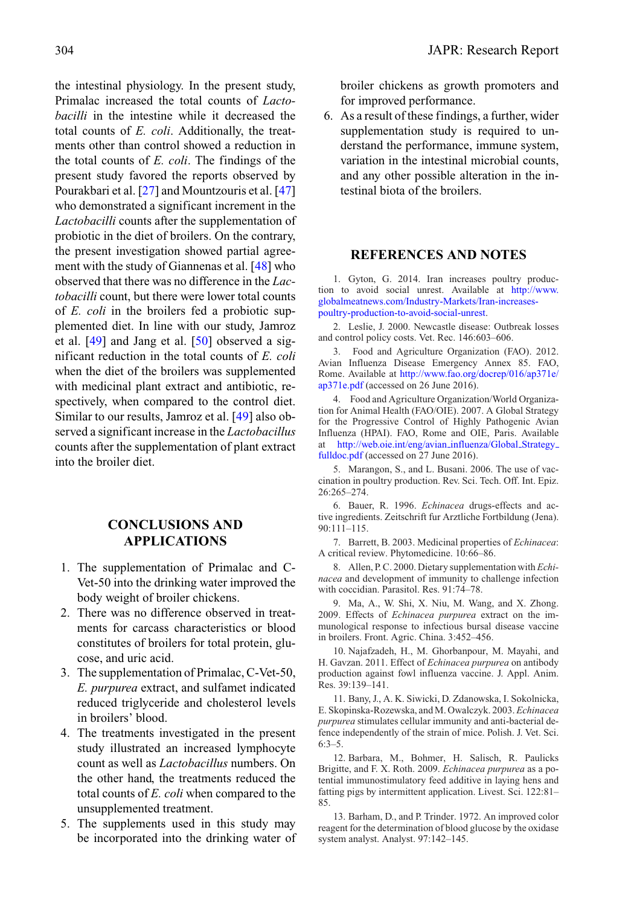the intestinal physiology. In the present study, Primalac increased the total counts of *Lactobacilli* in the intestine while it decreased the total counts of *E. coli*. Additionally, the treatments other than control showed a reduction in the total counts of *E. coli*. The findings of the present study favored the reports observed by Pourakbari et al. [27] and Mountzouris et al. [47] who demonstrated a significant increment in the *Lactobacilli* counts after the supplementation of probiotic in the diet of broilers. On the contrary, the present investigation showed partial agreement with the study of Giannenas et al. [48] who observed that there was no difference in the *Lactobacilli* count, but there were lower total counts of *E. coli* in the broilers fed a probiotic supplemented diet. In line with our study, Jamroz et al. [49] and Jang et al. [50] observed a significant reduction in the total counts of *E. coli* when the diet of the broilers was supplemented with medicinal plant extract and antibiotic, respectively, when compared to the control diet. Similar to our results, Jamroz et al. [49] also observed a significant increase in the *Lactobacillus* counts after the supplementation of plant extract into the broiler diet.

## CONCLUSIONS AND APPLICATIONS

1. The supplementation of Primalac and C-Vet-50 into the drinking water improved the body weight of broiler chickens.
2. There was no difference observed in treatments for carcass characteristics or blood constitutes of broilers for total protein, glucose, and uric acid.
3. The supplementation of Primalac, C-Vet-50, *E. purpurea* extract, and sulfamet indicated reduced triglyceride and cholesterol levels in broilers' blood.
4. The treatments investigated in the present study illustrated an increased lymphocyte count as well as *Lactobacillus* numbers. On the other hand, the treatments reduced the total counts of *E. coli* when compared to the unsupplemented treatment.
5. The supplements used in this study may be incorporated into the drinking water of broiler chickens as growth promoters and for improved performance.
6. As a result of these findings, a further, wider supplementation study is required to understand the performance, immune system, variation in the intestinal microbial counts, and any other possible alteration in the intestinal biota of the broilers.

## REFERENCES AND NOTES

1. Gyton, G. 2014. Iran increases poultry production to avoid social unrest. Available at http://www.globalmeatnews.com/Industry-Markets/Iran-increases-poultry-production-to-avoid-social-unrest.

2. Leslie, J. 2000. Newcastle disease: Outbreak losses and control policy costs. Vet. Rec. 146:603–606.

3. Food and Agriculture Organization (FAO). 2012. Avian Influenza Disease Emergency Annex 85. FAO, Rome. Available at http://www.fao.org/docrep/016/ap371e/ap371e.pdf (accessed on 26 June 2016).

4. Food and Agriculture Organization/World Organization for Animal Health (FAO/OIE). 2007. A Global Strategy for the Progressive Control of Highly Pathogenic Avian Influenza (HPAI). FAO, Rome and OIE, Paris. Available at http://web.oie.int/eng/avian_influenza/Global_Strategy_fulldoc.pdf (accessed on 27 June 2016).

5. Marangon, S., and L. Busani. 2006. The use of vaccination in poultry production. Rev. Sci. Tech. Off. Int. Epiz. 26:265–274.

6. Bauer, R. 1996. *Echinacea* drugs-effects and active ingredients. Zeitschrift fur Arztliche Fortbildung (Jena). 90:111–115.

7. Barrett, B. 2003. Medicinal properties of *Echinacea*: A critical review. Phytomedicine. 10:66–86.

8. Allen, P. C. 2000. Dietary supplementation with *Echinacea* and development of immunity to challenge infection with coccidian. Parasitol. Res. 91:74–78.

9. Ma, A., W. Shi, X. Niu, M. Wang, and X. Zhong. 2009. Effects of *Echinacea purpurea* extract on the immunological response to infectious bursal disease vaccine in broilers. Front. Agric. China. 3:452–456.

10. Najafzadeh, H., M. Ghorbanpour, M. Mayahi, and H. Gavzan. 2011. Effect of *Echinacea purpurea* on antibody production against fowl influenza vaccine. J. Appl. Anim. Res. 39:139–141.

11. Bany, J., A. K. Siwicki, D. Zdanowska, I. Sokolnicka, E. Skopinska-Rozewska, and M. Owalczyk. 2003. *Echinacea purpurea* stimulates cellular immunity and anti-bacterial defence independently of the strain of mice. Polish. J. Vet. Sci. 6:3–5.

12. Barbara, M., Bohmer, H. Salisch, R. Paulicks Brigitte, and F. X. Roth. 2009. *Echinacea purpurea* as a potential immunostimulatory feed additive in laying hens and fatting pigs by intermittent application. Livest. Sci. 122:81–85.

13. Barham, D., and P. Trinder. 1972. An improved color reagent for the determination of blood glucose by the oxidase system analyst. Analyst. 97:142–145.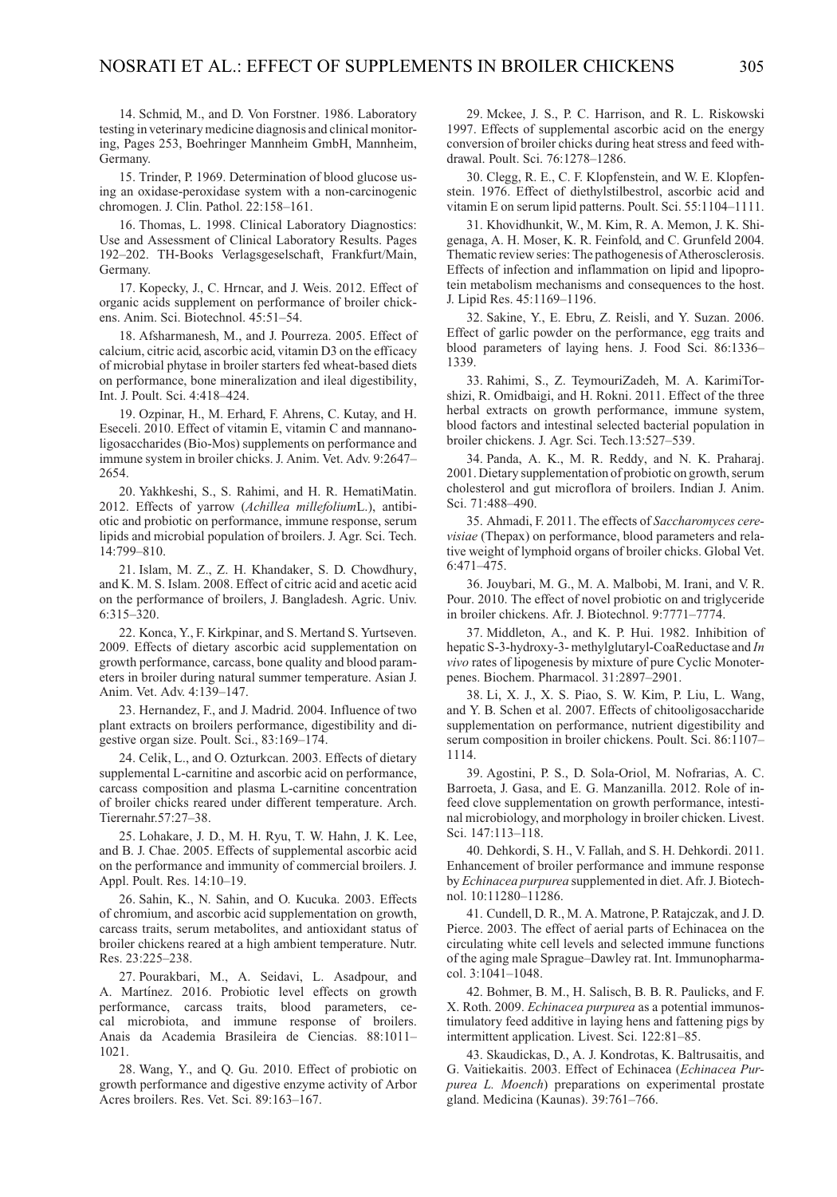14. Schmid, M., and D. Von Forstner. 1986. Laboratory testing in veterinary medicine diagnosis and clinical monitoring, Pages 253, Boehringer Mannheim GmbH, Mannheim, Germany.

15. Trinder, P. 1969. Determination of blood glucose using an oxidase-peroxidase system with a non-carcinogenic chromogen. J. Clin. Pathol. 22:158–161.

16. Thomas, L. 1998. Clinical Laboratory Diagnostics: Use and Assessment of Clinical Laboratory Results. Pages 192–202. TH-Books Verlagsgeselschaft, Frankfurt/Main, Germany.

17. Kopecky, J., C. Hrncar, and J. Weis. 2012. Effect of organic acids supplement on performance of broiler chickens. Anim. Sci. Biotechnol. 45:51–54.

18. Afsharmanesh, M., and J. Pourreza. 2005. Effect of calcium, citric acid, ascorbic acid, vitamin D3 on the efficacy of microbial phytase in broiler starters fed wheat-based diets on performance, bone mineralization and ileal digestibility, Int. J. Poult. Sci. 4:418–424.

19. Ozpinar, H., M. Erhard, F. Ahrens, C. Kutay, and H. Eseceli. 2010. Effect of vitamin E, vitamin C and mannanoligosaccharides (Bio-Mos) supplements on performance and immune system in broiler chicks. J. Anim. Vet. Adv. 9:2647–2654.

20. Yakhkeshi, S., S. Rahimi, and H. R. HematiMatin. 2012. Effects of yarrow (*Achillea millefolium*L.), antibiotic and probiotic on performance, immune response, serum lipids and microbial population of broilers. J. Agr. Sci. Tech. 14:799–810.

21. Islam, M. Z., Z. H. Khandaker, S. D. Chowdhury, and K. M. S. Islam. 2008. Effect of citric acid and acetic acid on the performance of broilers, J. Bangladesh. Agric. Univ. 6:315–320.

22. Konca, Y., F. Kirkpinar, and S. Mertand S. Yurtseven. 2009. Effects of dietary ascorbic acid supplementation on growth performance, carcass, bone quality and blood parameters in broiler during natural summer temperature. Asian J. Anim. Vet. Adv. 4:139–147.

23. Hernandez, F., and J. Madrid. 2004. Influence of two plant extracts on broilers performance, digestibility and digestive organ size. Poult. Sci., 83:169–174.

24. Celik, L., and O. Ozturkcan. 2003. Effects of dietary supplemental L-carnitine and ascorbic acid on performance, carcass composition and plasma L-carnitine concentration of broiler chicks reared under different temperature. Arch. Tierernahr.57:27–38.

25. Lohakare, J. D., M. H. Ryu, T. W. Hahn, J. K. Lee, and B. J. Chae. 2005. Effects of supplemental ascorbic acid on the performance and immunity of commercial broilers. J. Appl. Poult. Res. 14:10–19.

26. Sahin, K., N. Sahin, and O. Kucuka. 2003. Effects of chromium, and ascorbic acid supplementation on growth, carcass traits, serum metabolites, and antioxidant status of broiler chickens reared at a high ambient temperature. Nutr. Res. 23:225–238.

27. Pourakbari, M., A. Seidavi, L. Asadpour, and A. Martínez. 2016. Probiotic level effects on growth performance, carcass traits, blood parameters, cecal microbiota, and immune response of broilers. Anais da Academia Brasileira de Ciencias. 88:1011–1021.

28. Wang, Y., and Q. Gu. 2010. Effect of probiotic on growth performance and digestive enzyme activity of Arbor Acres broilers. Res. Vet. Sci. 89:163–167.

29. Mckee, J. S., P. C. Harrison, and R. L. Riskowski 1997. Effects of supplemental ascorbic acid on the energy conversion of broiler chicks during heat stress and feed withdrawal. Poult. Sci. 76:1278–1286.

30. Clegg, R. E., C. F. Klopfenstein, and W. E. Klopfenstein. 1976. Effect of diethylstilbestrol, ascorbic acid and vitamin E on serum lipid patterns. Poult. Sci. 55:1104–1111.

31. Khovidhunkit, W., M. Kim, R. A. Memon, J. K. Shigenaga, A. H. Moser, K. R. Feinfold, and C. Grunfeld 2004. Thematic review series: The pathogenesis of Atherosclerosis. Effects of infection and inflammation on lipid and lipoprotein metabolism mechanisms and consequences to the host. J. Lipid Res. 45:1169–1196.

32. Sakine, Y., E. Ebru, Z. Reisli, and Y. Suzan. 2006. Effect of garlic powder on the performance, egg traits and blood parameters of laying hens. J. Food Sci. 86:1336–1339.

33. Rahimi, S., Z. TeymouriZadeh, M. A. KarimiTorshizi, R. Omidbaigi, and H. Rokni. 2011. Effect of the three herbal extracts on growth performance, immune system, blood factors and intestinal selected bacterial population in broiler chickens. J. Agr. Sci. Tech.13:527–539.

34. Panda, A. K., M. R. Reddy, and N. K. Praharaj. 2001. Dietary supplementation of probiotic on growth, serum cholesterol and gut microflora of broilers. Indian J. Anim. Sci. 71:488–490.

35. Ahmadi, F. 2011. The effects of *Saccharomyces cerevisiae* (Thepax) on performance, blood parameters and relative weight of lymphoid organs of broiler chicks. Global Vet. 6:471–475.

36. Jouybari, M. G., M. A. Malbobi, M. Irani, and V. R. Pour. 2010. The effect of novel probiotic on and triglyceride in broiler chickens. Afr. J. Biotechnol. 9:7771–7774.

37. Middleton, A., and K. P. Hui. 1982. Inhibition of hepatic S-3-hydroxy-3- methylglutaryl-CoaReductase and *In vivo* rates of lipogenesis by mixture of pure Cyclic Monoterpenes. Biochem. Pharmacol. 31:2897–2901.

38. Li, X. J., X. S. Piao, S. W. Kim, P. Liu, L. Wang, and Y. B. Schen et al. 2007. Effects of chitooligosaccharide supplementation on performance, nutrient digestibility and serum composition in broiler chickens. Poult. Sci. 86:1107–1114.

39. Agostini, P. S., D. Sola-Oriol, M. Nofrarias, A. C. Barroeta, J. Gasa, and E. G. Manzanilla. 2012. Role of in-feed clove supplementation on growth performance, intestinal microbiology, and morphology in broiler chicken. Livest. Sci. 147:113–118.

40. Dehkordi, S. H., V. Fallah, and S. H. Dehkordi. 2011. Enhancement of broiler performance and immune response by *Echinacea purpurea* supplemented in diet. Afr. J. Biotechnol. 10:11280–11286.

41. Cundell, D. R., M. A. Matrone, P. Ratajczak, and J. D. Pierce. 2003. The effect of aerial parts of Echinacea on the circulating white cell levels and selected immune functions of the aging male Sprague–Dawley rat. Int. Immunopharmacol. 3:1041–1048.

42. Bohmer, B. M., H. Salisch, B. B. R. Paulicks, and F. X. Roth. 2009. *Echinacea purpurea* as a potential immunostimulatory feed additive in laying hens and fattening pigs by intermittent application. Livest. Sci. 122:81–85.

43. Skaudickas, D., A. J. Kondrotas, K. Baltrusaitis, and G. Vaitiekaitis. 2003. Effect of Echinacea (*Echinacea Purpurea L. Moench*) preparations on experimental prostate gland. Medicina (Kaunas). 39:761–766.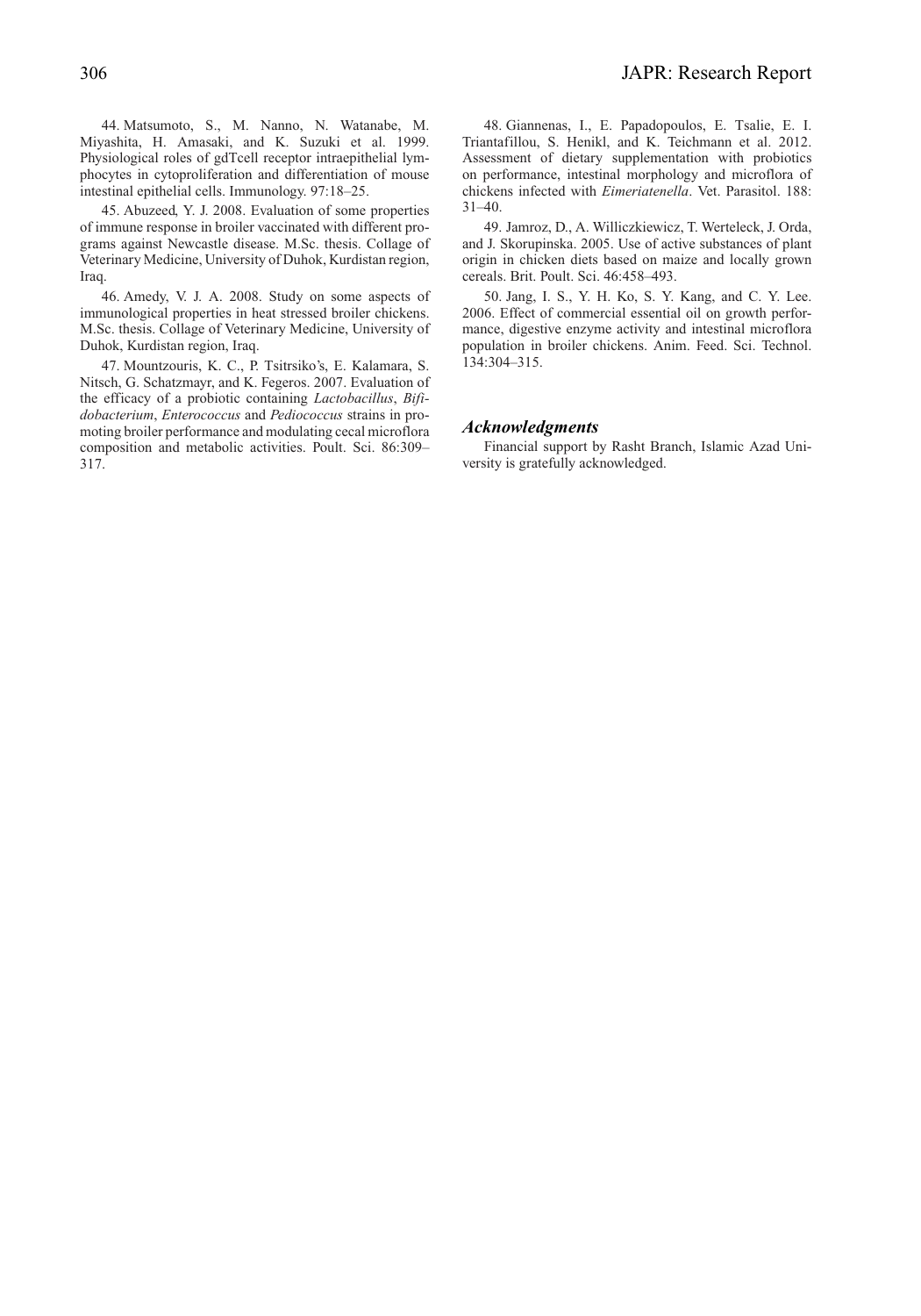44. Matsumoto, S., M. Nanno, N. Watanabe, M. Miyashita, H. Amasaki, and K. Suzuki et al. 1999. Physiological roles of gdTcell receptor intraepithelial lymphocytes in cytoproliferation and differentiation of mouse intestinal epithelial cells. Immunology. 97:18–25.

45. Abuzeed, Y. J. 2008. Evaluation of some properties of immune response in broiler vaccinated with different programs against Newcastle disease. M.Sc. thesis. Collage of Veterinary Medicine, University of Duhok, Kurdistan region, Iraq.

46. Amedy, V. J. A. 2008. Study on some aspects of immunological properties in heat stressed broiler chickens. M.Sc. thesis. Collage of Veterinary Medicine, University of Duhok, Kurdistan region, Iraq.

47. Mountzouris, K. C., P. Tsitrsiko's, E. Kalamara, S. Nitsch, G. Schatzmayr, and K. Fegeros. 2007. Evaluation of the efficacy of a probiotic containing *Lactobacillus*, *Bifidobacterium*, *Enterococcus* and *Pediococcus* strains in promoting broiler performance and modulating cecal microflora composition and metabolic activities. Poult. Sci. 86:309–317.

48. Giannenas, I., E. Papadopoulos, E. Tsalie, E. I. Triantafillou, S. Henikl, and K. Teichmann et al. 2012. Assessment of dietary supplementation with probiotics on performance, intestinal morphology and microflora of chickens infected with *Eimeriatenella*. Vet. Parasitol. 188: 31–40.

49. Jamroz, D., A. Williczkiewicz, T. Werteleck, J. Orda, and J. Skorupinska. 2005. Use of active substances of plant origin in chicken diets based on maize and locally grown cereals. Brit. Poult. Sci. 46:458–493.

50. Jang, I. S., Y. H. Ko, S. Y. Kang, and C. Y. Lee. 2006. Effect of commercial essential oil on growth performance, digestive enzyme activity and intestinal microflora population in broiler chickens. Anim. Feed. Sci. Technol. 134:304–315.

## *Acknowledgments*

Financial support by Rasht Branch, Islamic Azad University is gratefully acknowledged.